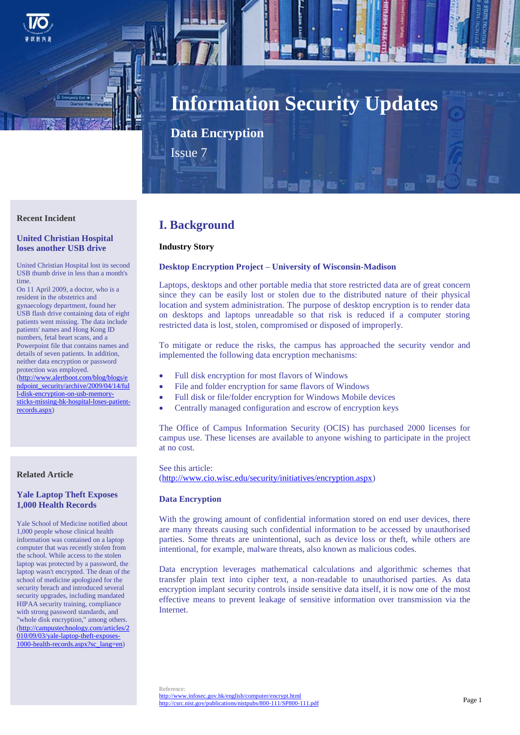# Information Security Updates

## Data Encryption

Issue 7

## I. Background

**Industry Story**

### Desktop Encryption Project – University of Wisconsin-Madison

Laptops, desktops and other portable media that store restricted data are of great concern since they can be easily lost or stolen due to the distributed nature of their physical location and system administration. The purpose of desktop encryption is to render data on desktops and laptops unreadable so that risk is reduced if a computer storing restricted data is lost, stolen, compromised or disposed of improperly.

To mitigate or reduce the risks, the campus has approached the security vendor and implemented the following data encryption mechanisms:

- Full disk encryption for most flavors of Windows
- File and folder encryption for same flavors of Windows
- Full disk or file/folder encryption for Windows Mobile devices
- Centrally managed configuration and escrow of encryption keys

The Office of Campus Information Security (OCIS) has purchased 2000 licenses for campus use. These licenses are available to anyone wishing to participate in the project at no cost.

See this article:
(http://www.cio.wisc.edu/security/initiatives/encryption.aspx)

### Data Encryption

With the growing amount of confidential information stored on end user devices, there are many threats causing such confidential information to be accessed by unauthorised parties. Some threats are unintentional, such as device loss or theft, while others are intentional, for example, malware threats, also known as malicious codes.

Data encryption leverages mathematical calculations and algorithmic schemes that transfer plain text into cipher text, a non-readable to unauthorised parties. As data encryption implant security controls inside sensitive data itself, it is now one of the most effective means to prevent leakage of sensitive information over transmission via the Internet.

Reference:
http://www.infosec.gov.hk/english/computer/encrypt.html
http://csrc.nist.gov/publications/nistpubs/800-111/SP800-111.pdf

---

**Recent Incident**

### United Christian Hospital loses another USB drive

United Christian Hospital lost its second USB thumb drive in less than a month's time.
On 11 April 2009, a doctor, who is a resident in the obstetrics and gynaecology department, found her USB flash drive containing data of eight patients went missing. The data include patients' names and Hong Kong ID numbers, fetal heart scans, and a Powerpoint file that contains names and details of seven patients. In addition, neither data encryption or password protection was employed.
(http://www.alertboot.com/blog/blogs/endpoint_security/archive/2009/04/14/full-disk-encryption-on-usb-memory-sticks-missing-hk-hospital-loses-patient-records.aspx)

**Related Article**

### Yale Laptop Theft Exposes 1,000 Health Records

Yale School of Medicine notified about 1,000 people whose clinical health information was contained on a laptop computer that was recently stolen from the school. While access to the stolen laptop was protected by a password, the laptop wasn't encrypted. The dean of the school of medicine apologized for the security breach and introduced several security upgrades, including mandated HIPAA security training, compliance with strong password standards, and "whole disk encryption," among others.
(http://campustechnology.com/articles/2010/09/03/yale-laptop-theft-exposes-1000-health-records.aspx?sc_lang=en)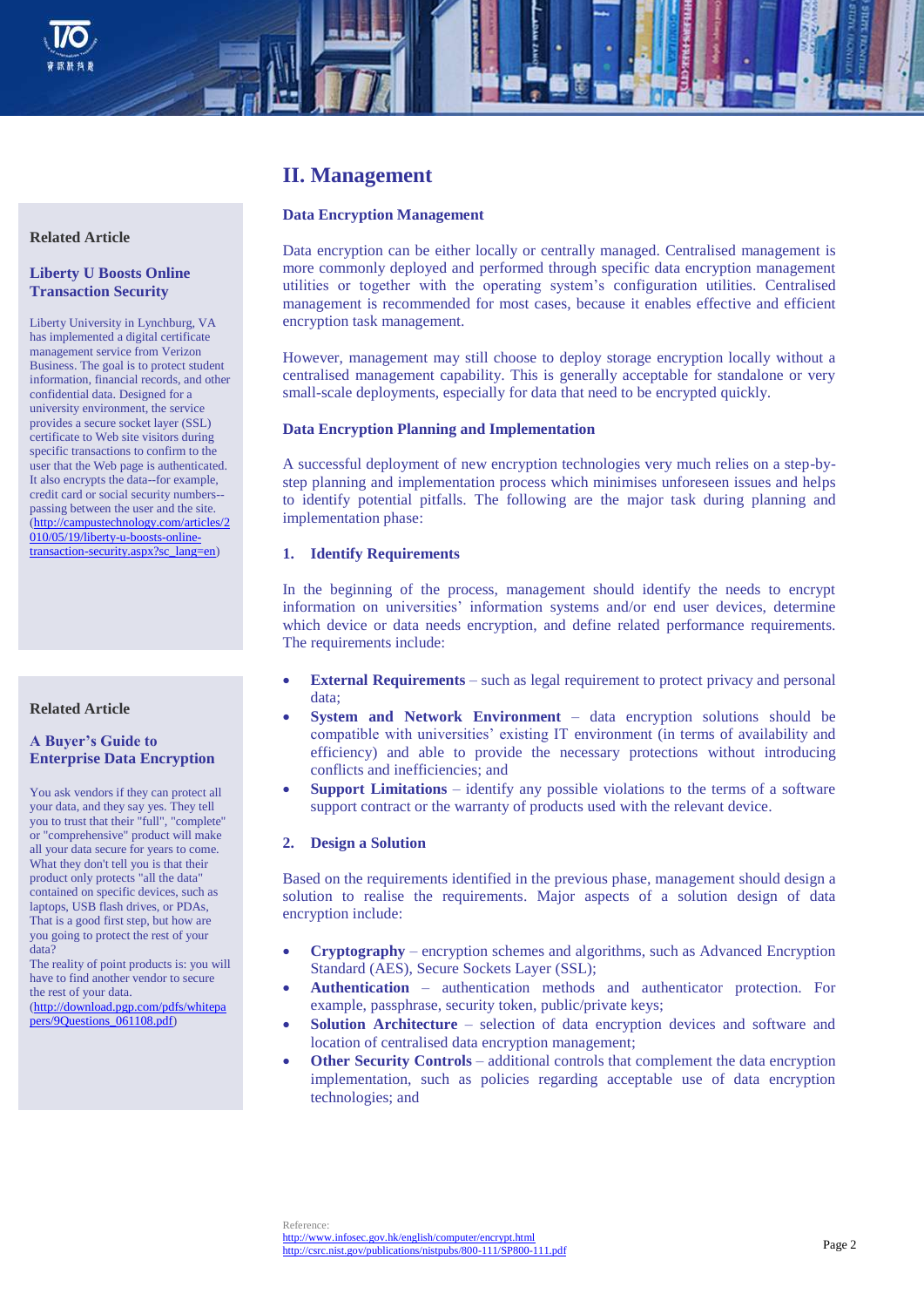## II. Management

### Data Encryption Management

Data encryption can be either locally or centrally managed. Centralised management is more commonly deployed and performed through specific data encryption management utilities or together with the operating system's configuration utilities. Centralised management is recommended for most cases, because it enables effective and efficient encryption task management.

However, management may still choose to deploy storage encryption locally without a centralised management capability. This is generally acceptable for standalone or very small-scale deployments, especially for data that need to be encrypted quickly.

### Data Encryption Planning and Implementation

A successful deployment of new encryption technologies very much relies on a step-by-step planning and implementation process which minimises unforeseen issues and helps to identify potential pitfalls. The following are the major task during planning and implementation phase:

#### 1. Identify Requirements

In the beginning of the process, management should identify the needs to encrypt information on universities' information systems and/or end user devices, determine which device or data needs encryption, and define related performance requirements. The requirements include:

- **External Requirements** – such as legal requirement to protect privacy and personal data;
- **System and Network Environment** – data encryption solutions should be compatible with universities' existing IT environment (in terms of availability and efficiency) and able to provide the necessary protections without introducing conflicts and inefficiencies; and
- **Support Limitations** – identify any possible violations to the terms of a software support contract or the warranty of products used with the relevant device.

#### 2. Design a Solution

Based on the requirements identified in the previous phase, management should design a solution to realise the requirements. Major aspects of a solution design of data encryption include:

- **Cryptography** – encryption schemes and algorithms, such as Advanced Encryption Standard (AES), Secure Sockets Layer (SSL);
- **Authentication** – authentication methods and authenticator protection. For example, passphrase, security token, public/private keys;
- **Solution Architecture** – selection of data encryption devices and software and location of centralised data encryption management;
- **Other Security Controls** – additional controls that complement the data encryption implementation, such as policies regarding acceptable use of data encryption technologies; and

---

**Related Article**

**Liberty U Boosts Online Transaction Security**

Liberty University in Lynchburg, VA has implemented a digital certificate management service from Verizon Business. The goal is to protect student information, financial records, and other confidential data. Designed for a university environment, the service provides a secure socket layer (SSL) certificate to Web site visitors during specific transactions to confirm to the user that the Web page is authenticated. It also encrypts the data--for example, credit card or social security numbers--passing between the user and the site.
(http://campustechnology.com/articles/2010/05/19/liberty-u-boosts-online-transaction-security.aspx?sc_lang=en)

**Related Article**

**A Buyer's Guide to Enterprise Data Encryption**

You ask vendors if they can protect all your data, and they say yes. They tell you to trust that their "full", "complete" or "comprehensive" product will make all your data secure for years to come. What they don't tell you is that their product only protects "all the data" contained on specific devices, such as laptops, USB flash drives, or PDAs, That is a good first step, but how are you going to protect the rest of your data?
The reality of point products is: you will have to find another vendor to secure the rest of your data.
(http://download.pgp.com/pdfs/whitepapers/9Questions_061108.pdf)

Reference:
http://www.infosec.gov.hk/english/computer/encrypt.html
http://csrc.nist.gov/publications/nistpubs/800-111/SP800-111.pdf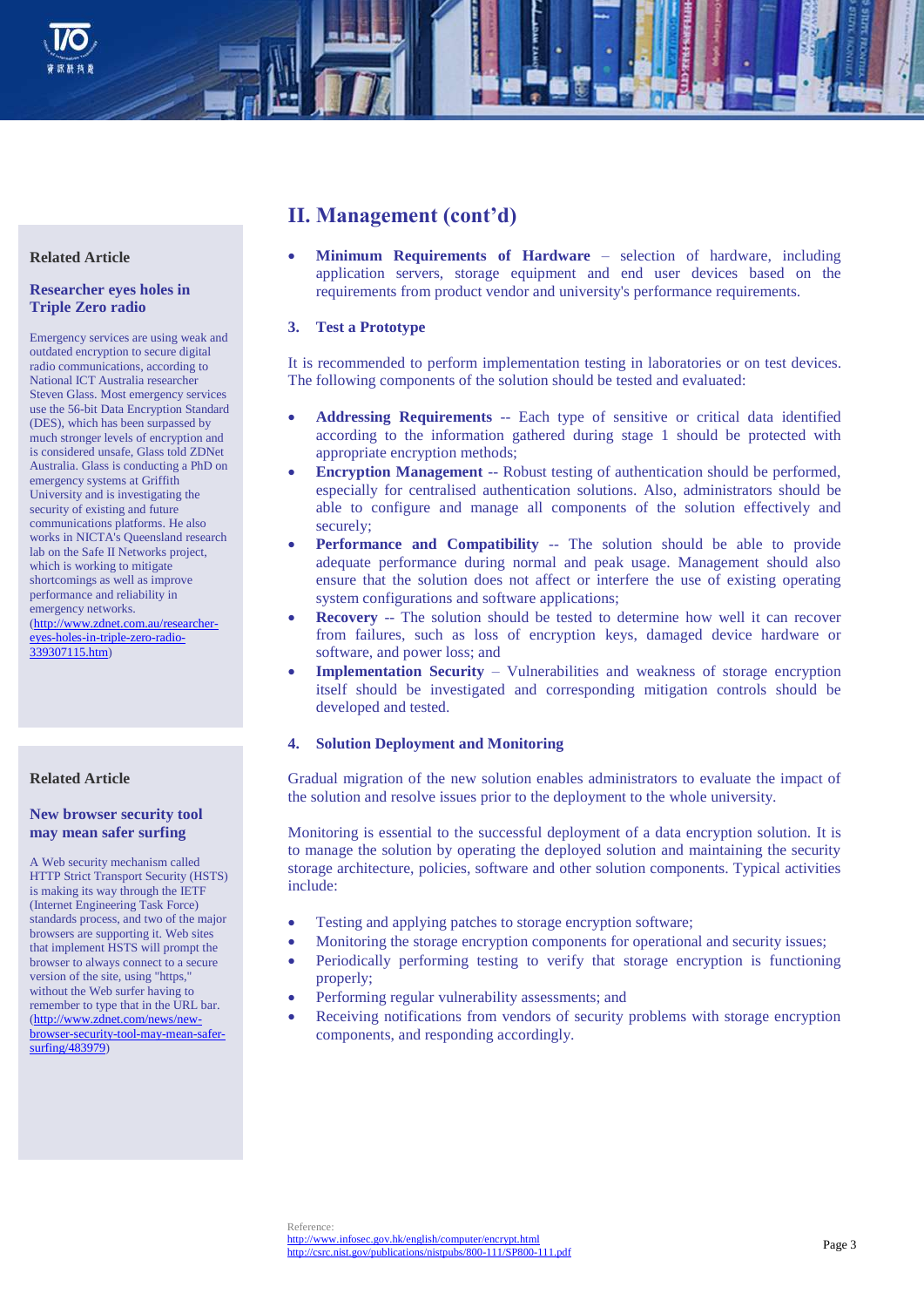## II. Management (cont'd)

- **Minimum Requirements of Hardware** – selection of hardware, including application servers, storage equipment and end user devices based on the requirements from product vendor and university's performance requirements.

### 3. Test a Prototype

It is recommended to perform implementation testing in laboratories or on test devices. The following components of the solution should be tested and evaluated:

- **Addressing Requirements** -- Each type of sensitive or critical data identified according to the information gathered during stage 1 should be protected with appropriate encryption methods;
- **Encryption Management** -- Robust testing of authentication should be performed, especially for centralised authentication solutions. Also, administrators should be able to configure and manage all components of the solution effectively and securely;
- **Performance and Compatibility** -- The solution should be able to provide adequate performance during normal and peak usage. Management should also ensure that the solution does not affect or interfere the use of existing operating system configurations and software applications;
- **Recovery** -- The solution should be tested to determine how well it can recover from failures, such as loss of encryption keys, damaged device hardware or software, and power loss; and
- **Implementation Security** – Vulnerabilities and weakness of storage encryption itself should be investigated and corresponding mitigation controls should be developed and tested.

### 4. Solution Deployment and Monitoring

Gradual migration of the new solution enables administrators to evaluate the impact of the solution and resolve issues prior to the deployment to the whole university.

Monitoring is essential to the successful deployment of a data encryption solution. It is to manage the solution by operating the deployed solution and maintaining the security storage architecture, policies, software and other solution components. Typical activities include:

- Testing and applying patches to storage encryption software;
- Monitoring the storage encryption components for operational and security issues;
- Periodically performing testing to verify that storage encryption is functioning properly;
- Performing regular vulnerability assessments; and
- Receiving notifications from vendors of security problems with storage encryption components, and responding accordingly.

Reference:
http://www.infosec.gov.hk/english/computer/encrypt.html
http://csrc.nist.gov/publications/nistpubs/800-111/SP800-111.pdf

---

**Related Article**

**Researcher eyes holes in Triple Zero radio**

Emergency services are using weak and outdated encryption to secure digital radio communications, according to National ICT Australia researcher Steven Glass. Most emergency services use the 56-bit Data Encryption Standard (DES), which has been surpassed by much stronger levels of encryption and is considered unsafe, Glass told ZDNet Australia. Glass is conducting a PhD on emergency systems at Griffith University and is investigating the security of existing and future communications platforms. He also works in NICTA's Queensland research lab on the Safe II Networks project, which is working to mitigate shortcomings as well as improve performance and reliability in emergency networks. (http://www.zdnet.com.au/researcher-eyes-holes-in-triple-zero-radio-339307115.htm)

**Related Article**

**New browser security tool may mean safer surfing**

A Web security mechanism called HTTP Strict Transport Security (HSTS) is making its way through the IETF (Internet Engineering Task Force) standards process, and two of the major browsers are supporting it. Web sites that implement HSTS will prompt the browser to always connect to a secure version of the site, using "https," without the Web surfer having to remember to type that in the URL bar. (http://www.zdnet.com/news/new-browser-security-tool-may-mean-safer-surfing/483979)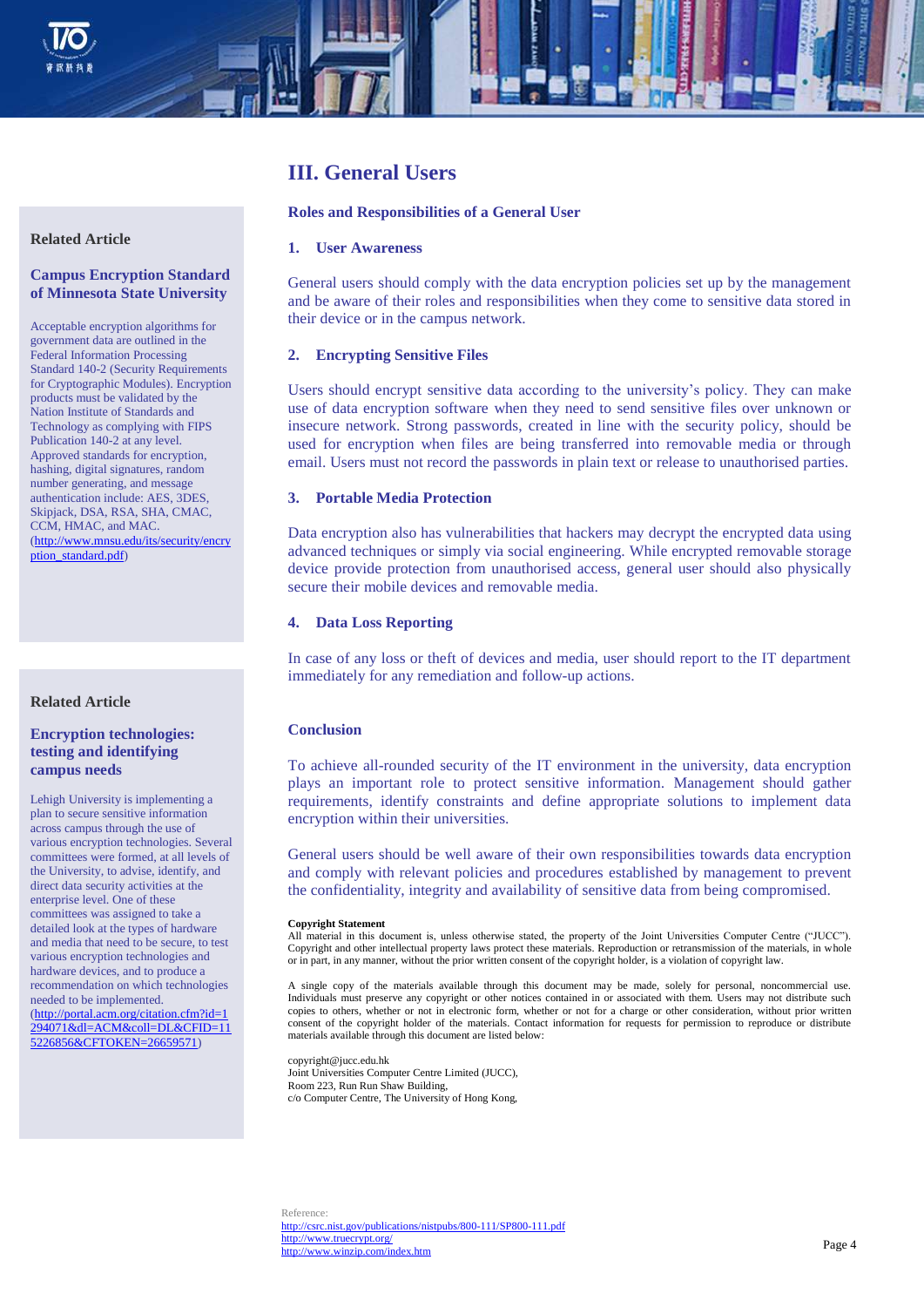## III. General Users

### Roles and Responsibilities of a General User

#### 1. User Awareness

General users should comply with the data encryption policies set up by the management and be aware of their roles and responsibilities when they come to sensitive data stored in their device or in the campus network.

#### 2. Encrypting Sensitive Files

Users should encrypt sensitive data according to the university's policy. They can make use of data encryption software when they need to send sensitive files over unknown or insecure network. Strong passwords, created in line with the security policy, should be used for encryption when files are being transferred into removable media or through email. Users must not record the passwords in plain text or release to unauthorised parties.

#### 3. Portable Media Protection

Data encryption also has vulnerabilities that hackers may decrypt the encrypted data using advanced techniques or simply via social engineering. While encrypted removable storage device provide protection from unauthorised access, general user should also physically secure their mobile devices and removable media.

#### 4. Data Loss Reporting

In case of any loss or theft of devices and media, user should report to the IT department immediately for any remediation and follow-up actions.

### Conclusion

To achieve all-rounded security of the IT environment in the university, data encryption plays an important role to protect sensitive information. Management should gather requirements, identify constraints and define appropriate solutions to implement data encryption within their universities.

General users should be well aware of their own responsibilities towards data encryption and comply with relevant policies and procedures established by management to prevent the confidentiality, integrity and availability of sensitive data from being compromised.

**Copyright Statement**
All material in this document is, unless otherwise stated, the property of the Joint Universities Computer Centre ("JUCC"). Copyright and other intellectual property laws protect these materials. Reproduction or retransmission of the materials, in whole or in part, in any manner, without the prior written consent of the copyright holder, is a violation of copyright law.

A single copy of the materials available through this document may be made, solely for personal, noncommercial use. Individuals must preserve any copyright or other notices contained in or associated with them. Users may not distribute such copies to others, whether or not in electronic form, whether or not for a charge or other consideration, without prior written consent of the copyright holder of the materials. Contact information for requests for permission to reproduce or distribute materials available through this document are listed below:

copyright@jucc.edu.hk
Joint Universities Computer Centre Limited (JUCC),
Room 223, Run Run Shaw Building,
c/o Computer Centre, The University of Hong Kong,

---

**Related Article**

**Campus Encryption Standard of Minnesota State University**

Acceptable encryption algorithms for government data are outlined in the Federal Information Processing Standard 140-2 (Security Requirements for Cryptographic Modules). Encryption products must be validated by the Nation Institute of Standards and Technology as complying with FIPS Publication 140-2 at any level. Approved standards for encryption, hashing, digital signatures, random number generating, and message authentication include: AES, 3DES, Skipjack, DSA, RSA, SHA, CMAC, CCM, HMAC, and MAC. (http://www.mnsu.edu/its/security/encryption_standard.pdf)

**Related Article**

**Encryption technologies: testing and identifying campus needs**

Lehigh University is implementing a plan to secure sensitive information across campus through the use of various encryption technologies. Several committees were formed, at all levels of the University, to advise, identify, and direct data security activities at the enterprise level. One of these committees was assigned to take a detailed look at the types of hardware and media that need to be secure, to test various encryption technologies and hardware devices, and to produce a recommendation on which technologies needed to be implemented. (http://portal.acm.org/citation.cfm?id=1294071&dl=ACM&coll=DL&CFID=115226856&CFTOKEN=26659571)

---

Reference:
http://csrc.nist.gov/publications/nistpubs/800-111/SP800-111.pdf
http://www.truecrypt.org/
http://www.winzip.com/index.htm